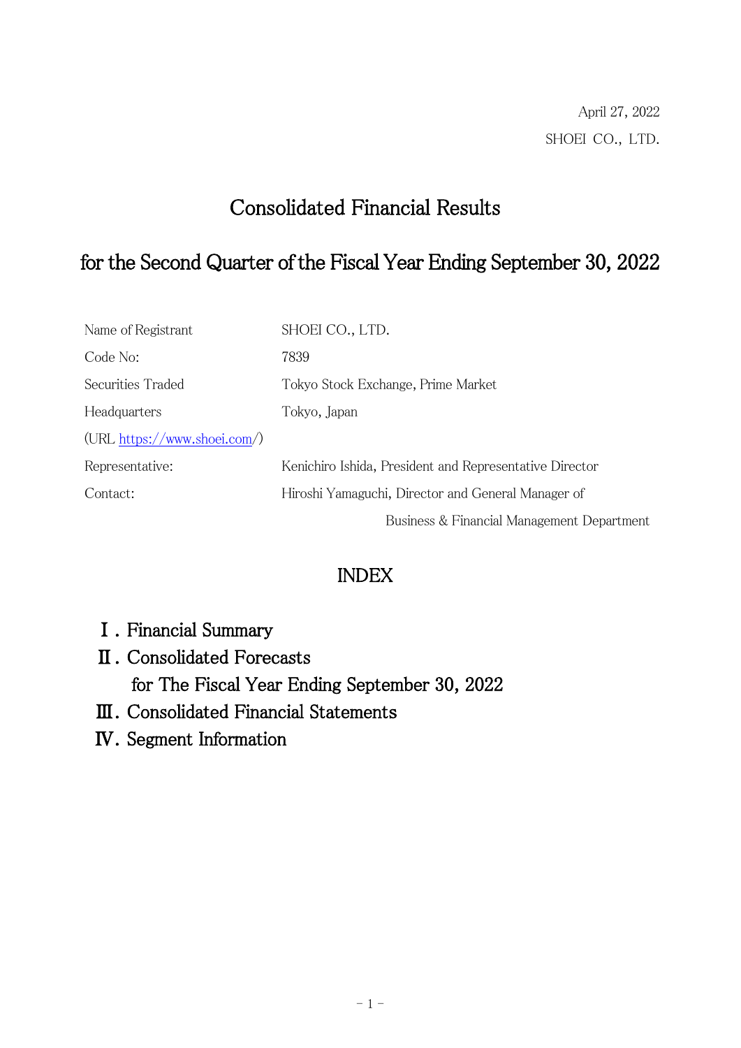April 27, 2022

SHOEI CO., LTD.

# Consolidated Financial Results

# for the Second Quarter of the Fiscal Year Ending September 30, 2022

| | |
|---|---|
| Name of Registrant | SHOEI CO., LTD. |
| Code No: | 7839 |
| Securities Traded | Tokyo Stock Exchange, Prime Market |
| Headquarters | Tokyo, Japan |
| (URL https://www.shoei.com/) | |
| Representative: | Kenichiro Ishida, President and Representative Director |
| Contact: | Hiroshi Yamaguchi, Director and General Manager of Business & Financial Management Department |

## INDEX

Ⅰ. Financial Summary

Ⅱ. Consolidated Forecasts for The Fiscal Year Ending September 30, 2022

Ⅲ. Consolidated Financial Statements

Ⅳ. Segment Information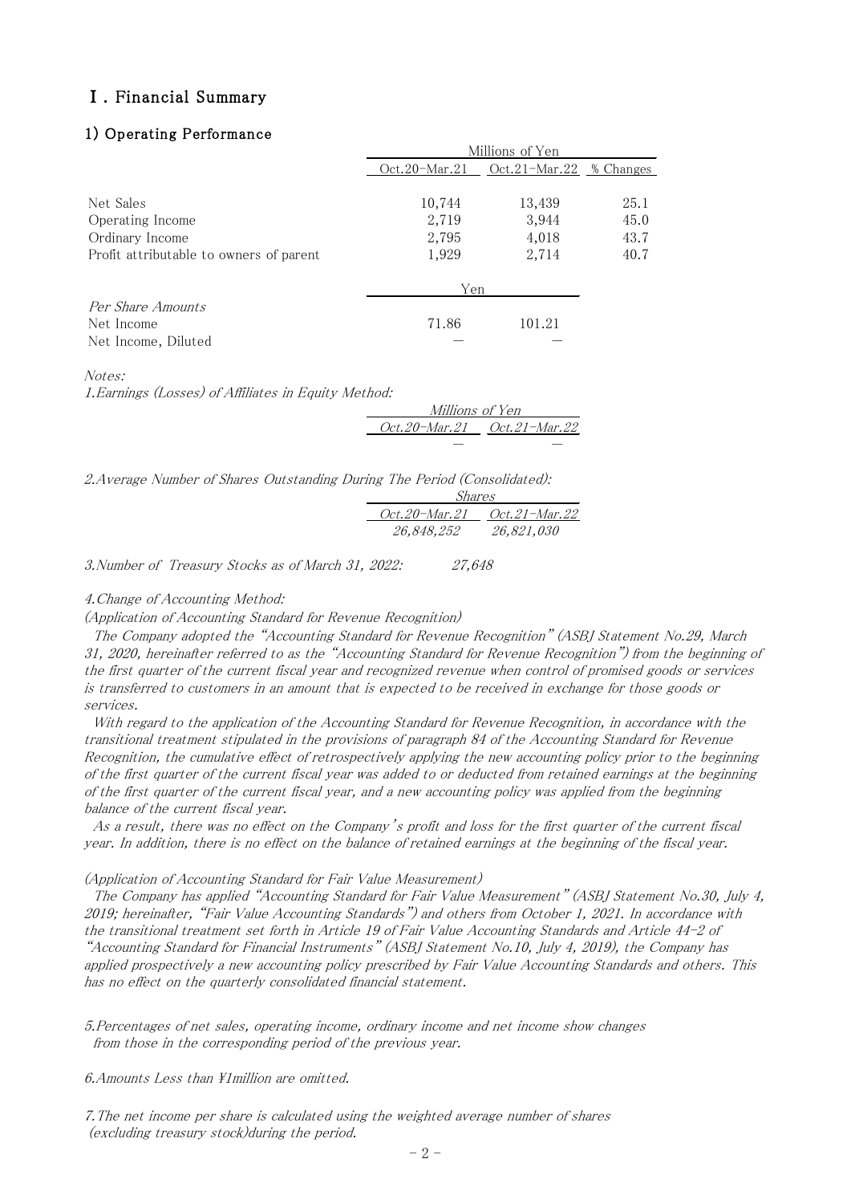# Ⅰ. Financial Summary

## 1) Operating Performance

| | Millions of Yen | | |
|---|---|---|---|
| | Oct.20-Mar.21 | Oct.21-Mar.22 | % Changes |
| Net Sales | 10,744 | 13,439 | 25.1 |
| Operating Income | 2,719 | 3,944 | 45.0 |
| Ordinary Income | 2,795 | 4,018 | 43.7 |
| Profit attributable to owners of parent | 1,929 | 2,714 | 40.7 |

| | Yen | |
|---|---|---|
| *Per Share Amounts* | | |
| Net Income | 71.86 | 101.21 |
| Net Income, Diluted | ― | ― |

*Notes:*

*1.Earnings (Losses) of Affiliates in Equity Method:*

| *Millions of Yen* | |
|---|---|
| *Oct.20-Mar.21* | *Oct.21-Mar.22* |
| ― | ― |

*2.Average Number of Shares Outstanding During The Period (Consolidated):*

| *Shares* | |
|---|---|
| *Oct.20-Mar.21* | *Oct.21-Mar.22* |
| *26,848,252* | *26,821,030* |

*3.Number of Treasury Stocks as of March 31, 2022: 27,648*

*4.Change of Accounting Method:*

*(Application of Accounting Standard for Revenue Recognition)*

*The Company adopted the "Accounting Standard for Revenue Recognition" (ASBJ Statement No.29, March 31, 2020, hereinafter referred to as the "Accounting Standard for Revenue Recognition") from the beginning of the first quarter of the current fiscal year and recognized revenue when control of promised goods or services is transferred to customers in an amount that is expected to be received in exchange for those goods or services.*

*With regard to the application of the Accounting Standard for Revenue Recognition, in accordance with the transitional treatment stipulated in the provisions of paragraph 84 of the Accounting Standard for Revenue Recognition, the cumulative effect of retrospectively applying the new accounting policy prior to the beginning of the first quarter of the current fiscal year was added to or deducted from retained earnings at the beginning of the first quarter of the current fiscal year, and a new accounting policy was applied from the beginning balance of the current fiscal year.*

*As a result, there was no effect on the Company's profit and loss for the first quarter of the current fiscal year. In addition, there is no effect on the balance of retained earnings at the beginning of the fiscal year.*

*(Application of Accounting Standard for Fair Value Measurement)*

*The Company has applied "Accounting Standard for Fair Value Measurement" (ASBJ Statement No.30, July 4, 2019; hereinafter, "Fair Value Accounting Standards") and others from October 1, 2021. In accordance with the transitional treatment set forth in Article 19 of Fair Value Accounting Standards and Article 44-2 of "Accounting Standard for Financial Instruments" (ASBJ Statement No.10, July 4, 2019), the Company has applied prospectively a new accounting policy prescribed by Fair Value Accounting Standards and others. This has no effect on the quarterly consolidated financial statement.*

*5.Percentages of net sales, operating income, ordinary income and net income show changes from those in the corresponding period of the previous year.*

*6.Amounts Less than ¥1million are omitted.*

*7.The net income per share is calculated using the weighted average number of shares (excluding treasury stock)during the period.*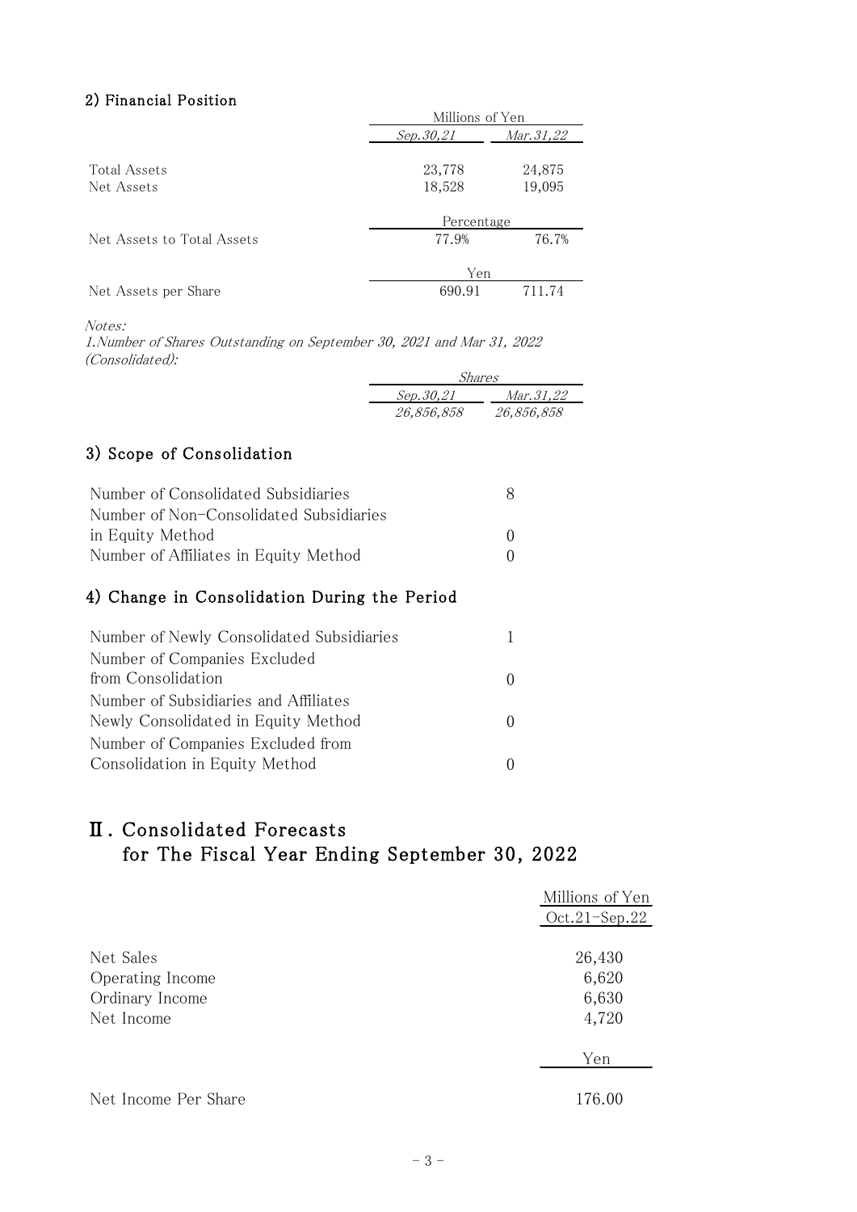## 2) Financial Position

| | Millions of Yen | |
|---|---|---|
| | *Sep.30,21* | *Mar.31,22* |
| Total Assets | 23,778 | 24,875 |
| Net Assets | 18,528 | 19,095 |
| | Percentage | |
| Net Assets to Total Assets | 77.9% | 76.7% |
| | Yen | |
| Net Assets per Share | 690.91 | 711.74 |

*Notes:*

*1.Number of Shares Outstanding on September 30, 2021 and Mar 31, 2022 (Consolidated):*

| *Shares* | |
|---|---|
| *Sep.30,21* | *Mar.31,22* |
| *26,856,858* | *26,856,858* |

## 3) Scope of Consolidation

| | |
|---|---|
| Number of Consolidated Subsidiaries | 8 |
| Number of Non-Consolidated Subsidiaries in Equity Method | 0 |
| Number of Affiliates in Equity Method | 0 |

## 4) Change in Consolidation During the Period

| | |
|---|---|
| Number of Newly Consolidated Subsidiaries | 1 |
| Number of Companies Excluded from Consolidation | 0 |
| Number of Subsidiaries and Affiliates Newly Consolidated in Equity Method | 0 |
| Number of Companies Excluded from Consolidation in Equity Method | 0 |

# Ⅱ. Consolidated Forecasts for The Fiscal Year Ending September 30, 2022

| | Millions of Yen |
|---|---|
| | Oct.21-Sep.22 |
| Net Sales | 26,430 |
| Operating Income | 6,620 |
| Ordinary Income | 6,630 |
| Net Income | 4,720 |
| | Yen |
| Net Income Per Share | 176.00 |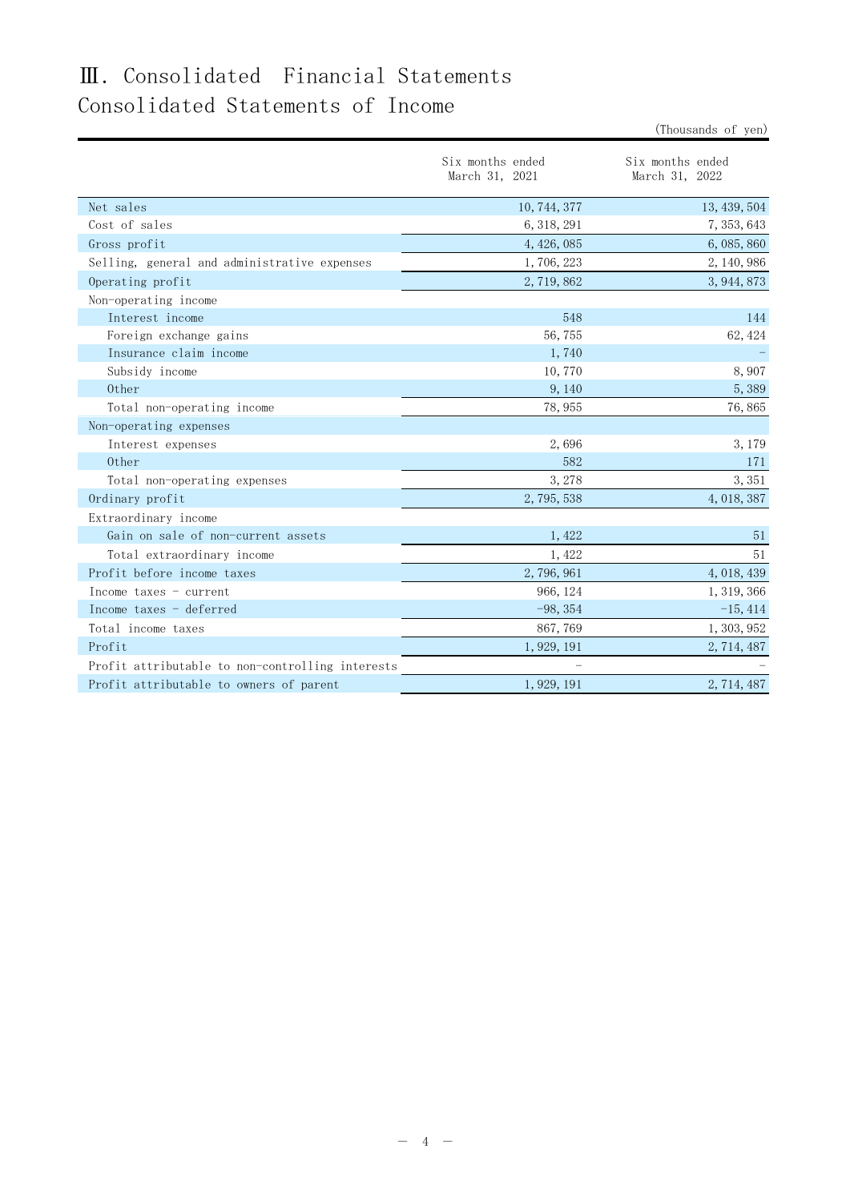# Ⅲ. Consolidated Financial Statements

## Consolidated Statements of Income

(Thousands of yen)

| | Six months ended March 31, 2021 | Six months ended March 31, 2022 |
|---|---|---|
| Net sales | 10,744,377 | 13,439,504 |
| Cost of sales | 6,318,291 | 7,353,643 |
| Gross profit | 4,426,085 | 6,085,860 |
| Selling, general and administrative expenses | 1,706,223 | 2,140,986 |
| Operating profit | 2,719,862 | 3,944,873 |
| Non-operating income | | |
| Interest income | 548 | 144 |
| Foreign exchange gains | 56,755 | 62,424 |
| Insurance claim income | 1,740 | – |
| Subsidy income | 10,770 | 8,907 |
| Other | 9,140 | 5,389 |
| Total non-operating income | 78,955 | 76,865 |
| Non-operating expenses | | |
| Interest expenses | 2,696 | 3,179 |
| Other | 582 | 171 |
| Total non-operating expenses | 3,278 | 3,351 |
| Ordinary profit | 2,795,538 | 4,018,387 |
| Extraordinary income | | |
| Gain on sale of non-current assets | 1,422 | 51 |
| Total extraordinary income | 1,422 | 51 |
| Profit before income taxes | 2,796,961 | 4,018,439 |
| Income taxes - current | 966,124 | 1,319,366 |
| Income taxes - deferred | -98,354 | -15,414 |
| Total income taxes | 867,769 | 1,303,952 |
| Profit | 1,929,191 | 2,714,487 |
| Profit attributable to non-controlling interests | – | – |
| Profit attributable to owners of parent | 1,929,191 | 2,714,487 |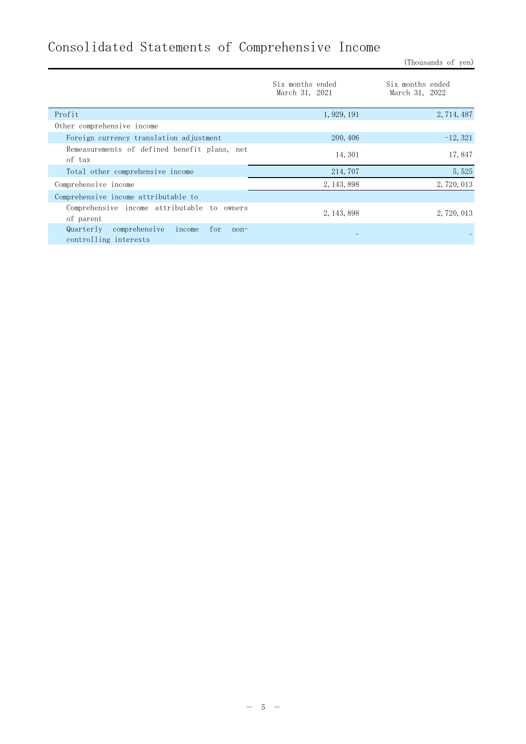# Consolidated Statements of Comprehensive Income

(Thousands of yen)

| | Six months ended March 31, 2021 | Six months ended March 31, 2022 |
|---|---|---|
| Profit | 1,929,191 | 2,714,487 |
| Other comprehensive income | | |
| Foreign currency translation adjustment | 200,406 | -12,321 |
| Remeasurements of defined benefit plans, net of tax | 14,301 | 17,847 |
| Total other comprehensive income | 214,707 | 5,525 |
| Comprehensive income | 2,143,898 | 2,720,013 |
| Comprehensive income attributable to | | |
| Comprehensive income attributable to owners of parent | 2,143,898 | 2,720,013 |
| Quarterly comprehensive income for non-controlling interests | – | – |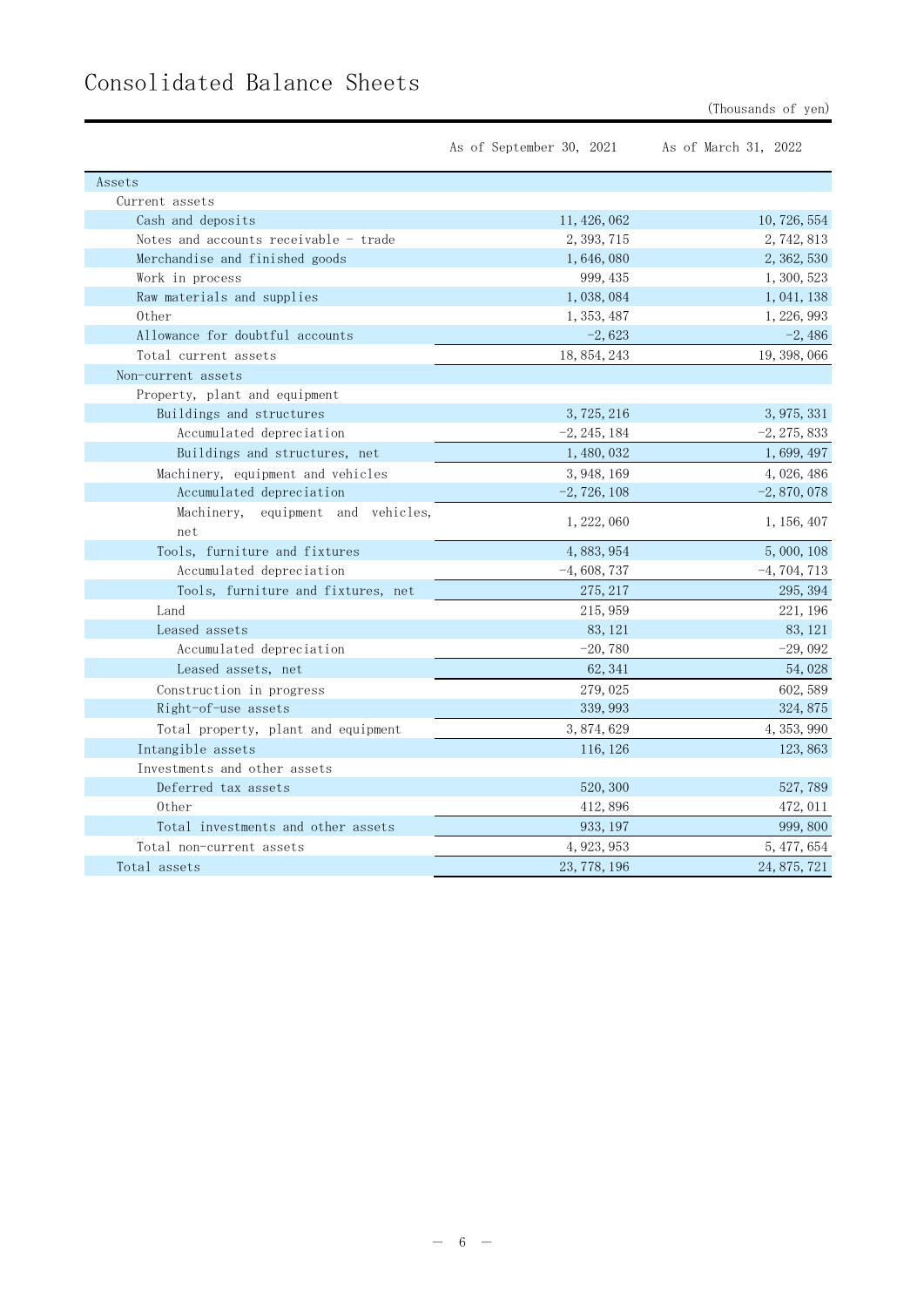# Consolidated Balance Sheets

(Thousands of yen)

| | As of September 30, 2021 | As of March 31, 2022 |
|---|---|---|
| Assets | | |
| Current assets | | |
| Cash and deposits | 11,426,062 | 10,726,554 |
| Notes and accounts receivable - trade | 2,393,715 | 2,742,813 |
| Merchandise and finished goods | 1,646,080 | 2,362,530 |
| Work in process | 999,435 | 1,300,523 |
| Raw materials and supplies | 1,038,084 | 1,041,138 |
| Other | 1,353,487 | 1,226,993 |
| Allowance for doubtful accounts | -2,623 | -2,486 |
| Total current assets | 18,854,243 | 19,398,066 |
| Non-current assets | | |
| Property, plant and equipment | | |
| Buildings and structures | 3,725,216 | 3,975,331 |
| Accumulated depreciation | -2,245,184 | -2,275,833 |
| Buildings and structures, net | 1,480,032 | 1,699,497 |
| Machinery, equipment and vehicles | 3,948,169 | 4,026,486 |
| Accumulated depreciation | -2,726,108 | -2,870,078 |
| Machinery, equipment and vehicles, net | 1,222,060 | 1,156,407 |
| Tools, furniture and fixtures | 4,883,954 | 5,000,108 |
| Accumulated depreciation | -4,608,737 | -4,704,713 |
| Tools, furniture and fixtures, net | 275,217 | 295,394 |
| Land | 215,959 | 221,196 |
| Leased assets | 83,121 | 83,121 |
| Accumulated depreciation | -20,780 | -29,092 |
| Leased assets, net | 62,341 | 54,028 |
| Construction in progress | 279,025 | 602,589 |
| Right-of-use assets | 339,993 | 324,875 |
| Total property, plant and equipment | 3,874,629 | 4,353,990 |
| Intangible assets | 116,126 | 123,863 |
| Investments and other assets | | |
| Deferred tax assets | 520,300 | 527,789 |
| Other | 412,896 | 472,011 |
| Total investments and other assets | 933,197 | 999,800 |
| Total non-current assets | 4,923,953 | 5,477,654 |
| Total assets | 23,778,196 | 24,875,721 |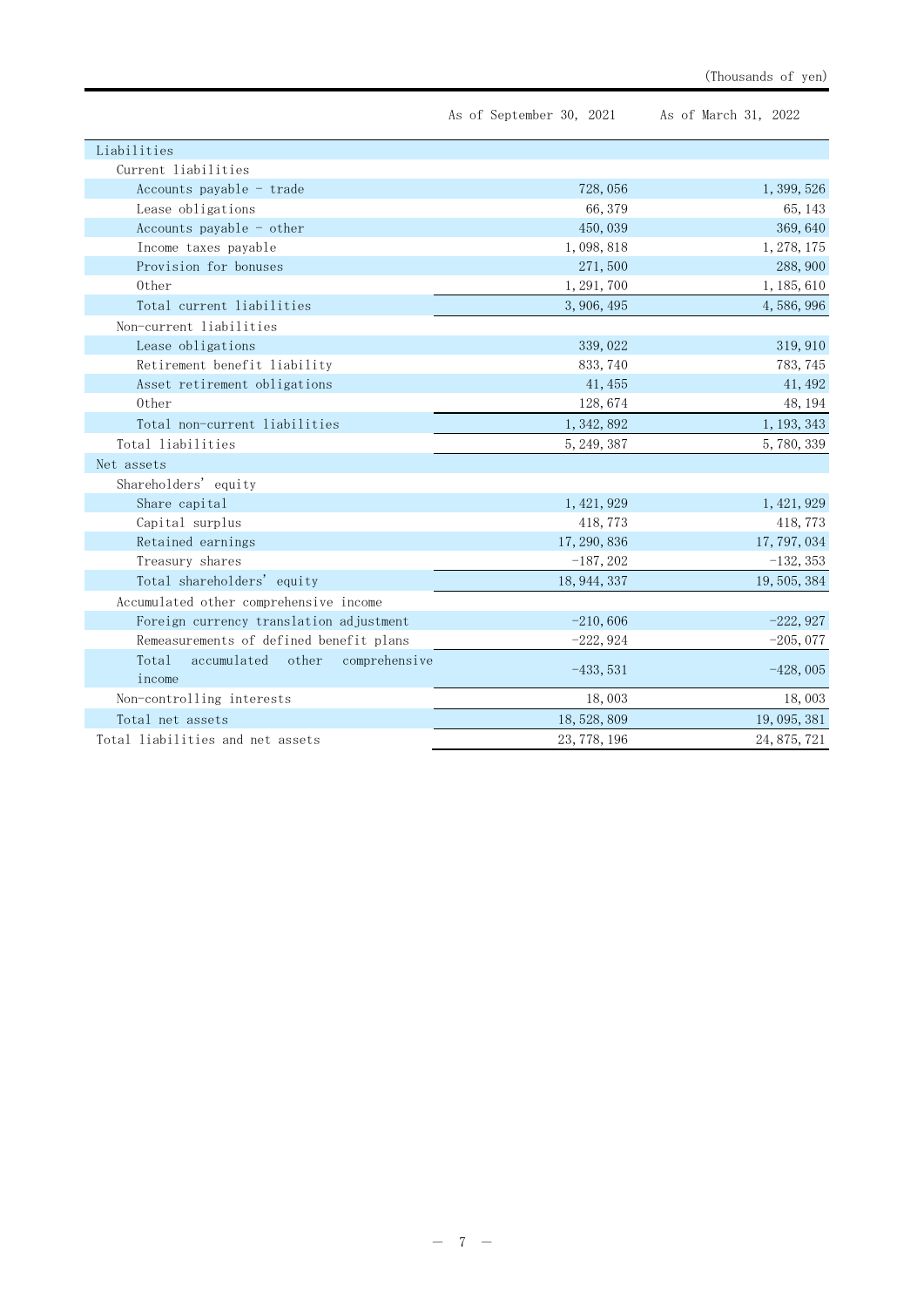(Thousands of yen)

| | As of September 30, 2021 | As of March 31, 2022 |
|---|---|---|
| Liabilities | | |
| Current liabilities | | |
| Accounts payable - trade | 728,056 | 1,399,526 |
| Lease obligations | 66,379 | 65,143 |
| Accounts payable - other | 450,039 | 369,640 |
| Income taxes payable | 1,098,818 | 1,278,175 |
| Provision for bonuses | 271,500 | 288,900 |
| Other | 1,291,700 | 1,185,610 |
| Total current liabilities | 3,906,495 | 4,586,996 |
| Non-current liabilities | | |
| Lease obligations | 339,022 | 319,910 |
| Retirement benefit liability | 833,740 | 783,745 |
| Asset retirement obligations | 41,455 | 41,492 |
| Other | 128,674 | 48,194 |
| Total non-current liabilities | 1,342,892 | 1,193,343 |
| Total liabilities | 5,249,387 | 5,780,339 |
| Net assets | | |
| Shareholders' equity | | |
| Share capital | 1,421,929 | 1,421,929 |
| Capital surplus | 418,773 | 418,773 |
| Retained earnings | 17,290,836 | 17,797,034 |
| Treasury shares | -187,202 | -132,353 |
| Total shareholders' equity | 18,944,337 | 19,505,384 |
| Accumulated other comprehensive income | | |
| Foreign currency translation adjustment | -210,606 | -222,927 |
| Remeasurements of defined benefit plans | -222,924 | -205,077 |
| Total accumulated other comprehensive income | -433,531 | -428,005 |
| Non-controlling interests | 18,003 | 18,003 |
| Total net assets | 18,528,809 | 19,095,381 |
| Total liabilities and net assets | 23,778,196 | 24,875,721 |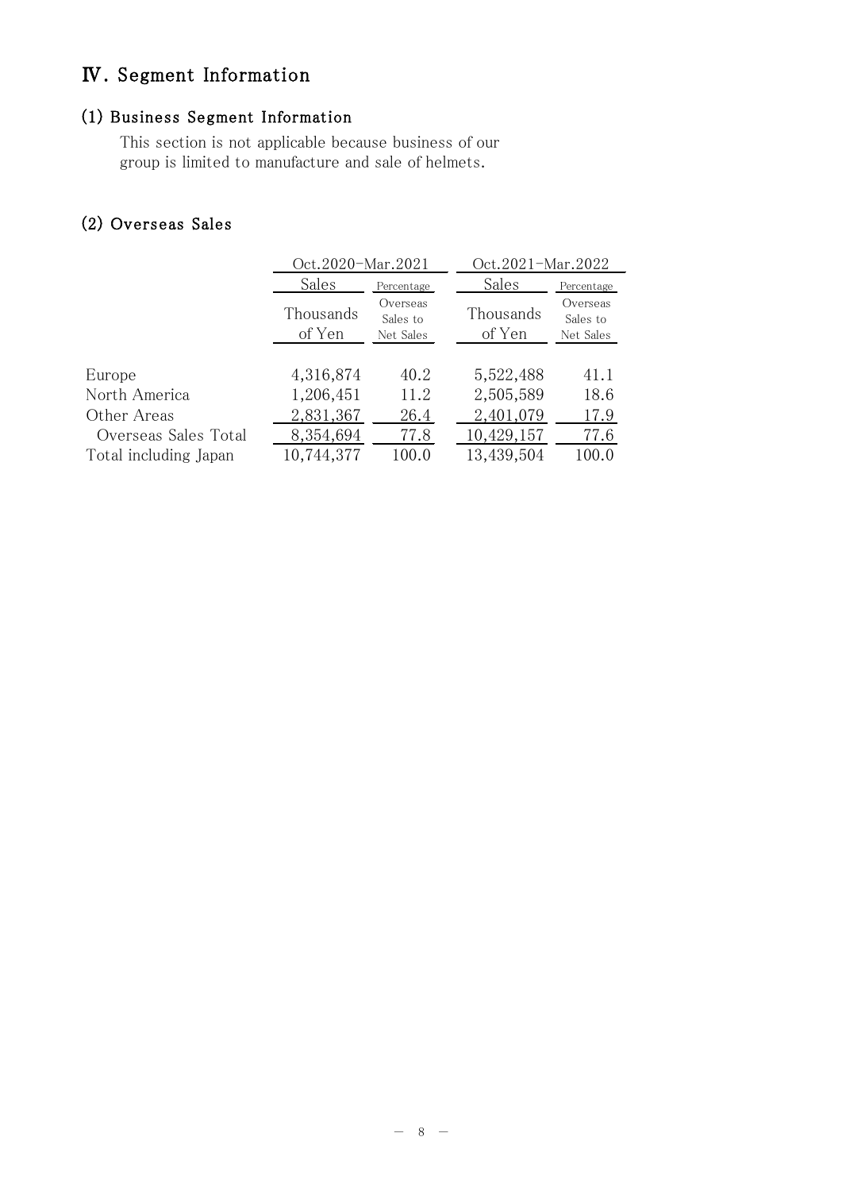# Ⅳ. Segment Information

## (1) Business Segment Information

This section is not applicable because business of our group is limited to manufacture and sale of helmets.

## (2) Overseas Sales

| | Oct.2020-Mar.2021 | | Oct.2021-Mar.2022 | |
|---|---|---|---|---|
| | Sales | Percentage | Sales | Percentage |
| | Thousands of Yen | Overseas Sales to Net Sales | Thousands of Yen | Overseas Sales to Net Sales |
| Europe | 4,316,874 | 40.2 | 5,522,488 | 41.1 |
| North America | 1,206,451 | 11.2 | 2,505,589 | 18.6 |
| Other Areas | 2,831,367 | 26.4 | 2,401,079 | 17.9 |
| Overseas Sales Total | 8,354,694 | 77.8 | 10,429,157 | 77.6 |
| Total including Japan | 10,744,377 | 100.0 | 13,439,504 | 100.0 |